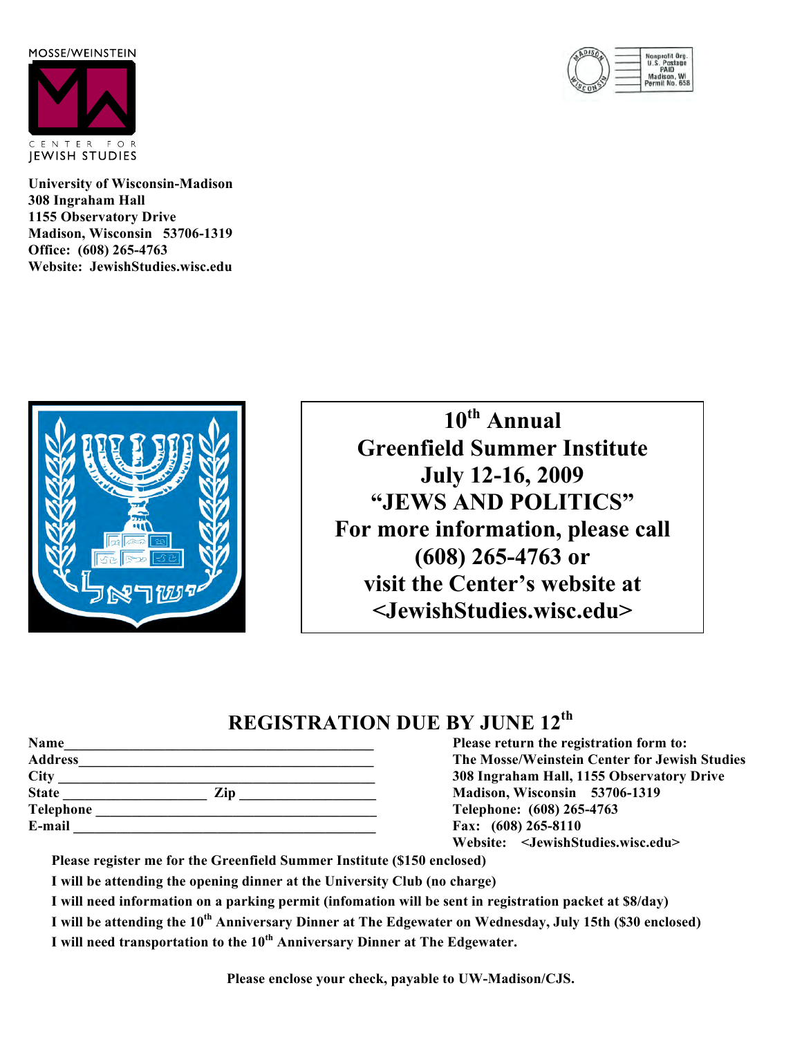MOSSE/WEINSTEIN

CENTER FOR
JEWISH STUDIES

**University of Wisconsin-Madison**
**308 Ingraham Hall**
**1155 Observatory Drive**
**Madison, Wisconsin 53706-1319**
**Office: (608) 265-4763**
**Website: JewishStudies.wisc.edu**

Nonprofit Org.
U.S. Postage
PAID
Madison, WI
Permit No. 658

**10th Annual**
**Greenfield Summer Institute**
**July 12-16, 2009**
**"JEWS AND POLITICS"**
**For more information, please call**
**(608) 265-4763 or**
**visit the Center's website at**
**<JewishStudies.wisc.edu>**

## REGISTRATION DUE BY JUNE 12th

**Name**_____________________________________________
**Address**___________________________________________
**City** ______________________________________________
**State** ____________________ **Zip** ___________________
**Telephone** _________________________________________
**E-mail** ____________________________________________

**Please return the registration form to:**
**The Mosse/Weinstein Center for Jewish Studies**
**308 Ingraham Hall, 1155 Observatory Drive**
**Madison, Wisconsin 53706-1319**
**Telephone: (608) 265-4763**
**Fax: (608) 265-8110**
**Website: <JewishStudies.wisc.edu>**

**Please register me for the Greenfield Summer Institute ($150 enclosed)**

**I will be attending the opening dinner at the University Club (no charge)**

**I will need information on a parking permit (infomation will be sent in registration packet at $8/day)**

**I will be attending the 10th Anniversary Dinner at The Edgewater on Wednesday, July 15th ($30 enclosed)**

**I will need transportation to the 10th Anniversary Dinner at The Edgewater.**

**Please enclose your check, payable to UW-Madison/CJS.**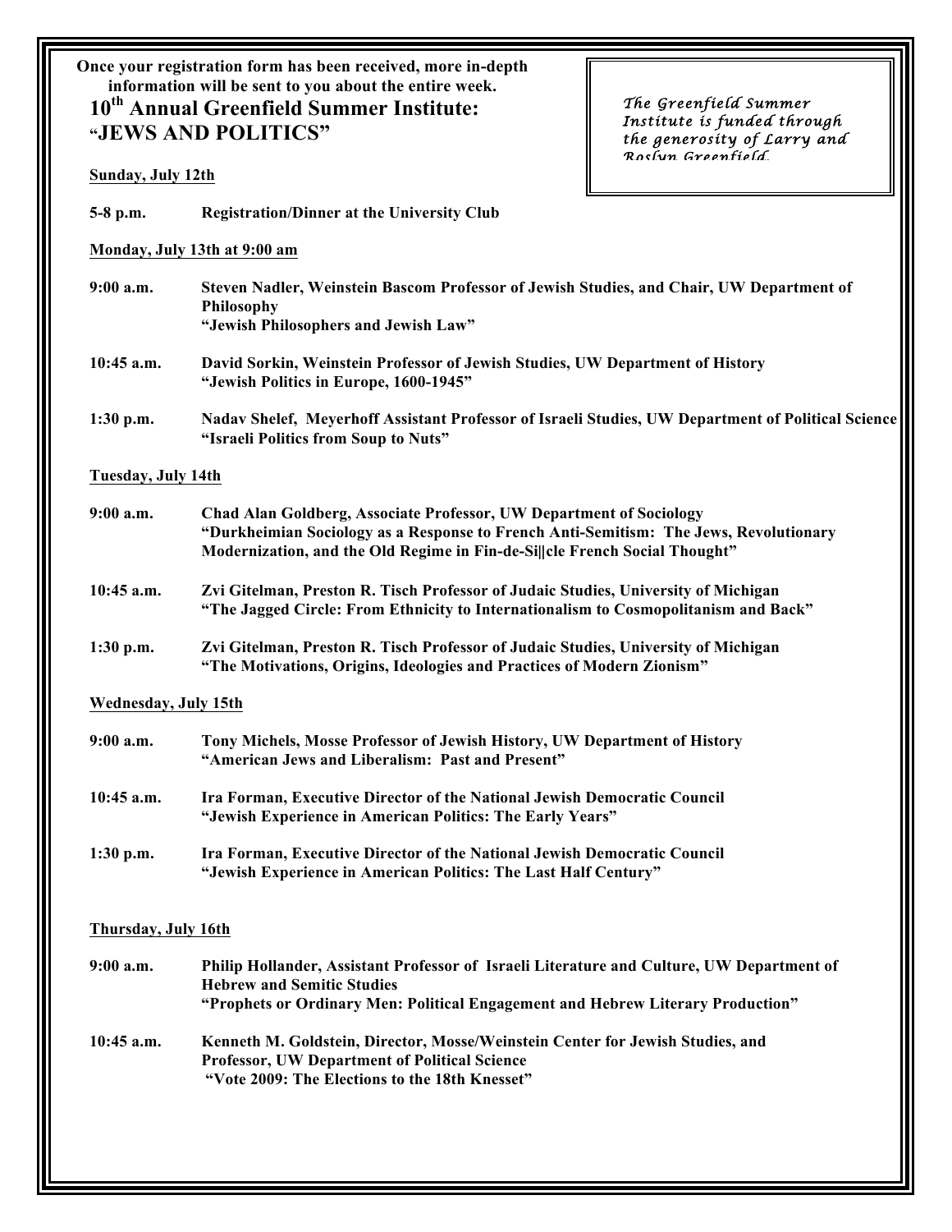**Once your registration form has been received, more in-depth information will be sent to you about the entire week.**

# 10th Annual Greenfield Summer Institute: "JEWS AND POLITICS"

*The Greenfield Summer Institute is funded through the generosity of Larry and Roslyn Greenfield.*

**Sunday, July 12th**

**5-8 p.m.** **Registration/Dinner at the University Club**

**Monday, July 13th at 9:00 am**

**9:00 a.m.** **Steven Nadler, Weinstein Bascom Professor of Jewish Studies, and Chair, UW Department of Philosophy**
**"Jewish Philosophers and Jewish Law"**

**10:45 a.m.** **David Sorkin, Weinstein Professor of Jewish Studies, UW Department of History**
**"Jewish Politics in Europe, 1600-1945"**

**1:30 p.m.** **Nadav Shelef, Meyerhoff Assistant Professor of Israeli Studies, UW Department of Political Science**
**"Israeli Politics from Soup to Nuts"**

**Tuesday, July 14th**

**9:00 a.m.** **Chad Alan Goldberg, Associate Professor, UW Department of Sociology**
**"Durkheimian Sociology as a Response to French Anti-Semitism: The Jews, Revolutionary Modernization, and the Old Regime in Fin-de-Si||cle French Social Thought"**

**10:45 a.m.** **Zvi Gitelman, Preston R. Tisch Professor of Judaic Studies, University of Michigan**
**"The Jagged Circle: From Ethnicity to Internationalism to Cosmopolitanism and Back"**

**1:30 p.m.** **Zvi Gitelman, Preston R. Tisch Professor of Judaic Studies, University of Michigan**
**"The Motivations, Origins, Ideologies and Practices of Modern Zionism"**

**Wednesday, July 15th**

**9:00 a.m.** **Tony Michels, Mosse Professor of Jewish History, UW Department of History**
**"American Jews and Liberalism: Past and Present"**

**10:45 a.m.** **Ira Forman, Executive Director of the National Jewish Democratic Council**
**"Jewish Experience in American Politics: The Early Years"**

**1:30 p.m.** **Ira Forman, Executive Director of the National Jewish Democratic Council**
**"Jewish Experience in American Politics: The Last Half Century"**

**Thursday, July 16th**

**9:00 a.m.** **Philip Hollander, Assistant Professor of Israeli Literature and Culture, UW Department of Hebrew and Semitic Studies**
**"Prophets or Ordinary Men: Political Engagement and Hebrew Literary Production"**

**10:45 a.m.** **Kenneth M. Goldstein, Director, Mosse/Weinstein Center for Jewish Studies, and Professor, UW Department of Political Science**
**"Vote 2009: The Elections to the 18th Knesset"**